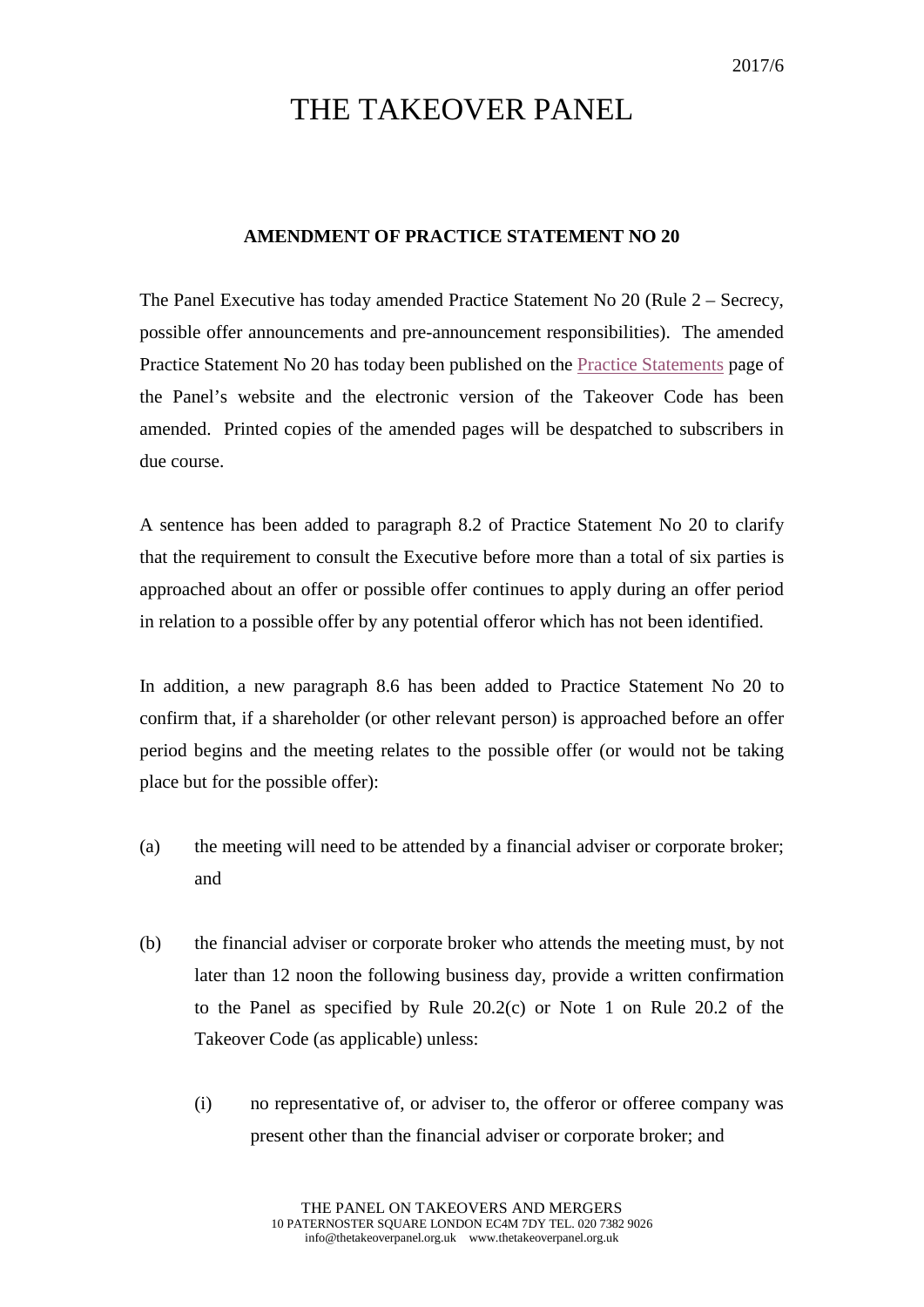2017/6

# THE TAKEOVER PANEL

## AMENDMENT OF PRACTICE STATEMENT NO 20

The Panel Executive has today amended Practice Statement No 20 (Rule 2 – Secrecy, possible offer announcements and pre-announcement responsibilities). The amended Practice Statement No 20 has today been published on the Practice Statements page of the Panel's website and the electronic version of the Takeover Code has been amended. Printed copies of the amended pages will be despatched to subscribers in due course.

A sentence has been added to paragraph 8.2 of Practice Statement No 20 to clarify that the requirement to consult the Executive before more than a total of six parties is approached about an offer or possible offer continues to apply during an offer period in relation to a possible offer by any potential offeror which has not been identified.

In addition, a new paragraph 8.6 has been added to Practice Statement No 20 to confirm that, if a shareholder (or other relevant person) is approached before an offer period begins and the meeting relates to the possible offer (or would not be taking place but for the possible offer):

(a) the meeting will need to be attended by a financial adviser or corporate broker; and

(b) the financial adviser or corporate broker who attends the meeting must, by not later than 12 noon the following business day, provide a written confirmation to the Panel as specified by Rule 20.2(c) or Note 1 on Rule 20.2 of the Takeover Code (as applicable) unless:

   (i) no representative of, or adviser to, the offeror or offeree company was present other than the financial adviser or corporate broker; and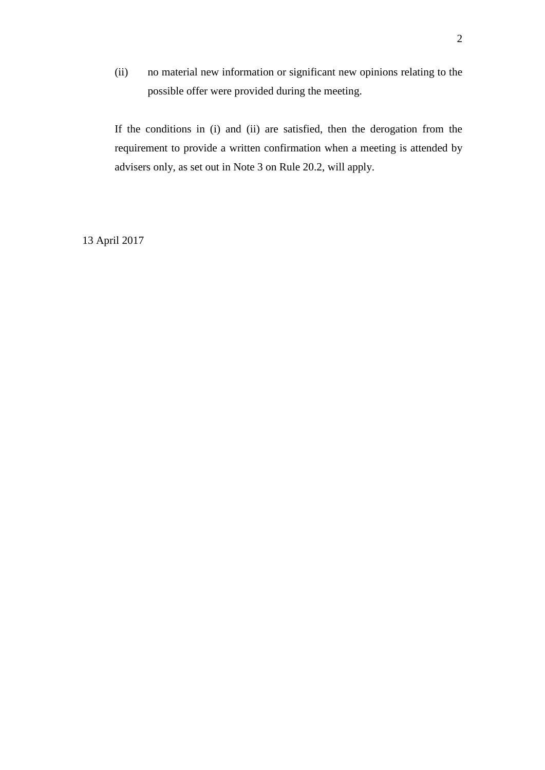(ii) no material new information or significant new opinions relating to the possible offer were provided during the meeting.

If the conditions in (i) and (ii) are satisfied, then the derogation from the requirement to provide a written confirmation when a meeting is attended by advisers only, as set out in Note 3 on Rule 20.2, will apply.

13 April 2017